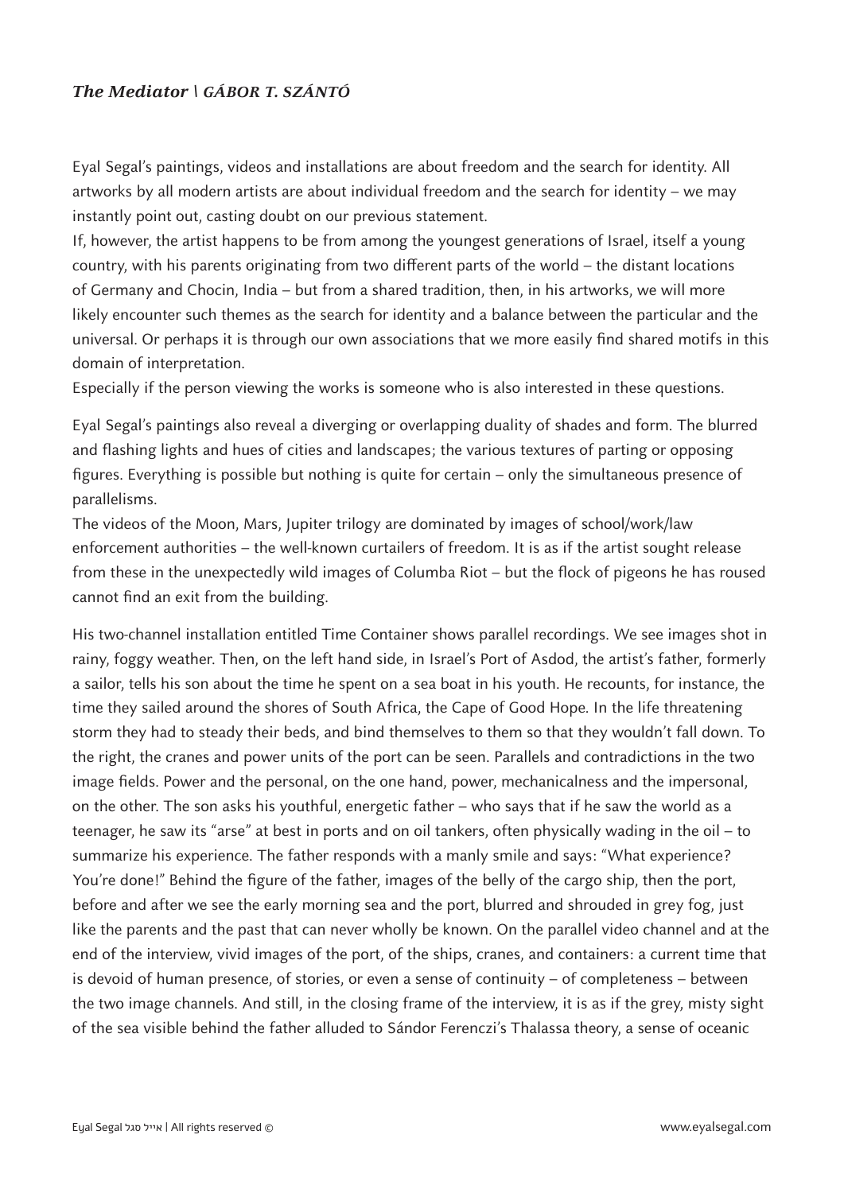***The Mediator | GÁBOR T. SZÁNTÓ***

Eyal Segal's paintings, videos and installations are about freedom and the search for identity. All artworks by all modern artists are about individual freedom and the search for identity – we may instantly point out, casting doubt on our previous statement.

If, however, the artist happens to be from among the youngest generations of Israel, itself a young country, with his parents originating from two different parts of the world – the distant locations of Germany and Chocin, India – but from a shared tradition, then, in his artworks, we will more likely encounter such themes as the search for identity and a balance between the particular and the universal. Or perhaps it is through our own associations that we more easily find shared motifs in this domain of interpretation.

Especially if the person viewing the works is someone who is also interested in these questions.

Eyal Segal's paintings also reveal a diverging or overlapping duality of shades and form. The blurred and flashing lights and hues of cities and landscapes; the various textures of parting or opposing figures. Everything is possible but nothing is quite for certain – only the simultaneous presence of parallelisms.

The videos of the Moon, Mars, Jupiter trilogy are dominated by images of school/work/law enforcement authorities – the well-known curtailers of freedom. It is as if the artist sought release from these in the unexpectedly wild images of Columba Riot – but the flock of pigeons he has roused cannot find an exit from the building.

His two-channel installation entitled Time Container shows parallel recordings. We see images shot in rainy, foggy weather. Then, on the left hand side, in Israel's Port of Asdod, the artist's father, formerly a sailor, tells his son about the time he spent on a sea boat in his youth. He recounts, for instance, the time they sailed around the shores of South Africa, the Cape of Good Hope. In the life threatening storm they had to steady their beds, and bind themselves to them so that they wouldn't fall down. To the right, the cranes and power units of the port can be seen. Parallels and contradictions in the two image fields. Power and the personal, on the one hand, power, mechanicalness and the impersonal, on the other. The son asks his youthful, energetic father – who says that if he saw the world as a teenager, he saw its "arse" at best in ports and on oil tankers, often physically wading in the oil – to summarize his experience. The father responds with a manly smile and says: "What experience? You're done!" Behind the figure of the father, images of the belly of the cargo ship, then the port, before and after we see the early morning sea and the port, blurred and shrouded in grey fog, just like the parents and the past that can never wholly be known. On the parallel video channel and at the end of the interview, vivid images of the port, of the ships, cranes, and containers: a current time that is devoid of human presence, of stories, or even a sense of continuity – of completeness – between the two image channels. And still, in the closing frame of the interview, it is as if the grey, misty sight of the sea visible behind the father alluded to Sándor Ferenczi's Thalassa theory, a sense of oceanic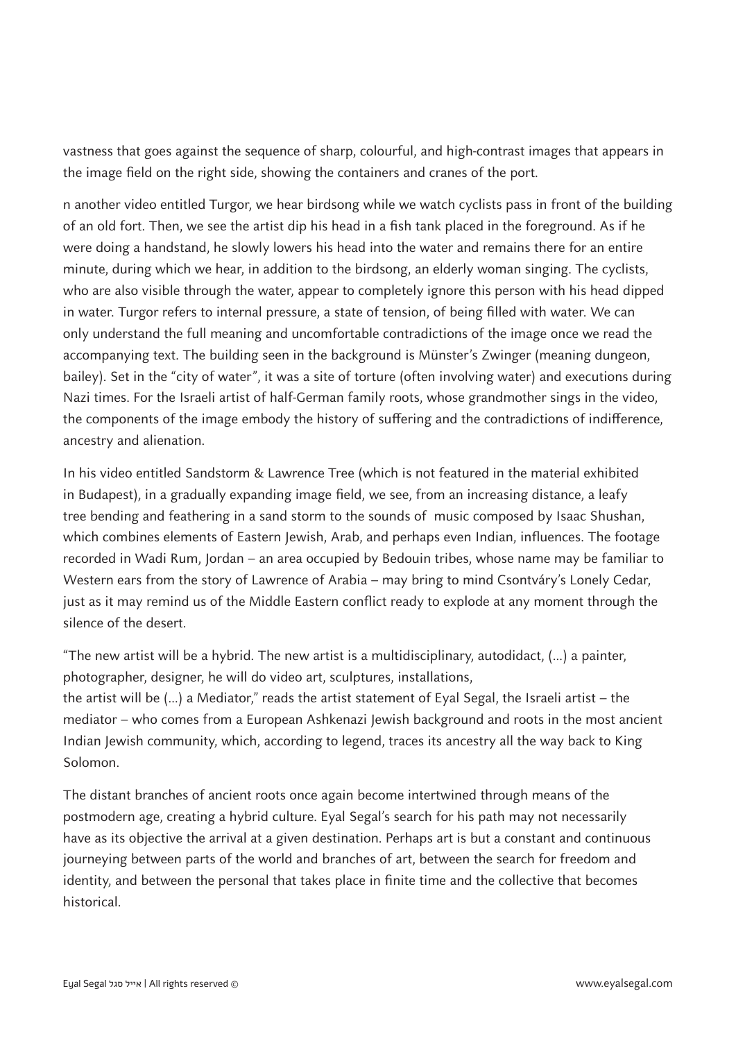vastness that goes against the sequence of sharp, colourful, and high-contrast images that appears in the image field on the right side, showing the containers and cranes of the port.

n another video entitled Turgor, we hear birdsong while we watch cyclists pass in front of the building of an old fort. Then, we see the artist dip his head in a fish tank placed in the foreground. As if he were doing a handstand, he slowly lowers his head into the water and remains there for an entire minute, during which we hear, in addition to the birdsong, an elderly woman singing. The cyclists, who are also visible through the water, appear to completely ignore this person with his head dipped in water. Turgor refers to internal pressure, a state of tension, of being filled with water. We can only understand the full meaning and uncomfortable contradictions of the image once we read the accompanying text. The building seen in the background is Münster's Zwinger (meaning dungeon, bailey). Set in the "city of water", it was a site of torture (often involving water) and executions during Nazi times. For the Israeli artist of half-German family roots, whose grandmother sings in the video, the components of the image embody the history of suffering and the contradictions of indifference, ancestry and alienation.

In his video entitled Sandstorm & Lawrence Tree (which is not featured in the material exhibited in Budapest), in a gradually expanding image field, we see, from an increasing distance, a leafy tree bending and feathering in a sand storm to the sounds of music composed by Isaac Shushan, which combines elements of Eastern Jewish, Arab, and perhaps even Indian, influences. The footage recorded in Wadi Rum, Jordan – an area occupied by Bedouin tribes, whose name may be familiar to Western ears from the story of Lawrence of Arabia – may bring to mind Csontváry's Lonely Cedar, just as it may remind us of the Middle Eastern conflict ready to explode at any moment through the silence of the desert.

"The new artist will be a hybrid. The new artist is a multidisciplinary, autodidact, (...) a painter, photographer, designer, he will do video art, sculptures, installations,
the artist will be (...) a Mediator," reads the artist statement of Eyal Segal, the Israeli artist – the mediator – who comes from a European Ashkenazi Jewish background and roots in the most ancient Indian Jewish community, which, according to legend, traces its ancestry all the way back to King Solomon.

The distant branches of ancient roots once again become intertwined through means of the postmodern age, creating a hybrid culture. Eyal Segal's search for his path may not necessarily have as its objective the arrival at a given destination. Perhaps art is but a constant and continuous journeying between parts of the world and branches of art, between the search for freedom and identity, and between the personal that takes place in finite time and the collective that becomes historical.